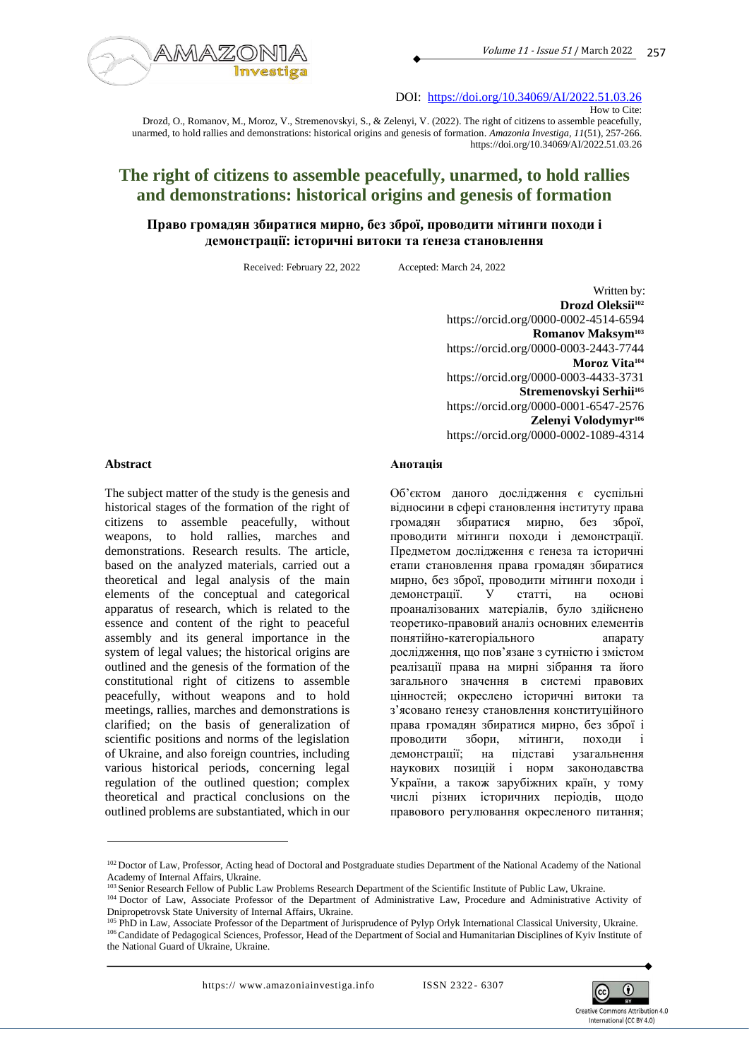DOI: https://doi.org/10.34069/AI/2022.51.03.26

How to Cite:

Drozd, O., Romanov, M., Moroz, V., Stremenovskyi, S., & Zelenyi, V. (2022). The right of citizens to assemble peacefully, unarmed, to hold rallies and demonstrations: historical origins and genesis of formation. *Amazonia Investiga*, *11*(51), 257-266. https://doi.org/10.34069/AI/2022.51.03.26

# The right of citizens to assemble peacefully, unarmed, to hold rallies and demonstrations: historical origins and genesis of formation

## Право громадян збиратися мирно, без зброї, проводити мітинги походи і демонстрації: історичні витоки та генеза становлення

Received: February 22, 2022 Accepted: March 24, 2022

Written by:
**Drozd Oleksii**[102]
https://orcid.org/0000-0002-4514-6594
**Romanov Maksym**[103]
https://orcid.org/0000-0003-2443-7744
**Moroz Vita**[104]
https://orcid.org/0000-0003-4433-3731
**Stremenovskyi Serhii**[105]
https://orcid.org/0000-0001-6547-2576
**Zelenyi Volodymyr**[106]
https://orcid.org/0000-0002-1089-4314

### Abstract

The subject matter of the study is the genesis and historical stages of the formation of the right of citizens to assemble peacefully, without weapons, to hold rallies, marches and demonstrations. Research results. The article, based on the analyzed materials, carried out a theoretical and legal analysis of the main elements of the conceptual and categorical apparatus of research, which is related to the essence and content of the right to peaceful assembly and its general importance in the system of legal values; the historical origins are outlined and the genesis of the formation of the constitutional right of citizens to assemble peacefully, without weapons and to hold meetings, rallies, marches and demonstrations is clarified; on the basis of generalization of scientific positions and norms of the legislation of Ukraine, and also foreign countries, including various historical periods, concerning legal regulation of the outlined question; complex theoretical and practical conclusions on the outlined problems are substantiated, which in our

### Анотація

Об'єктом даного дослідження є суспільні відносини в сфері становлення інституту права громадян збиратися мирно, без зброї, проводити мітинги походи і демонстрації. Предметом дослідження є генеза та історичні етапи становлення права громадян збиратися мирно, без зброї, проводити мітинги походи і демонстрації. У статті, на основі проаналізованих матеріалів, було здійснено теоретико-правовий аналіз основних елементів понятійно-категоріального апарату дослідження, що пов'язане з сутністю і змістом реалізації права на мирні зібрання та його загального значення в системі правових цінностей; окреслено історичні витоки та з'ясовано генезу становлення конституційного права громадян збиратися мирно, без зброї і проводити збори, мітинги, походи і демонстрації; на підставі узагальнення наукових позицій і норм законодавства України, а також зарубіжних країн, у тому числі різних історичних періодів, щодо правового регулювання окресленого питання;

---

[102] Doctor of Law, Professor, Acting head of Doctoral and Postgraduate studies Department of the National Academy of the National Academy of Internal Affairs, Ukraine.

[103] Senior Research Fellow of Public Law Problems Research Department of the Scientific Institute of Public Law, Ukraine.

[104] Doctor of Law, Associate Professor of the Department of Administrative Law, Procedure and Administrative Activity of Dnipropetrovsk State University of Internal Affairs, Ukraine.

[105] PhD in Law, Associate Professor of the Department of Jurisprudence of Pylyp Orlyk International Classical University, Ukraine.

[106] Candidate of Pedagogical Sciences, Professor, Head of the Department of Social and Humanitarian Disciplines of Kyiv Institute of the National Guard of Ukraine, Ukraine.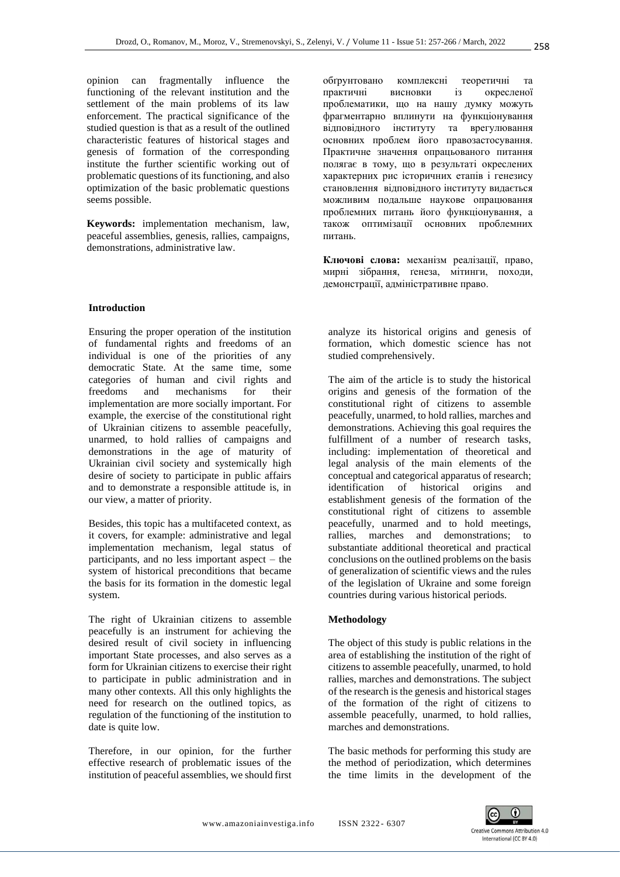opinion can fragmentally influence the functioning of the relevant institution and the settlement of the main problems of its law enforcement. The practical significance of the studied question is that as a result of the outlined characteristic features of historical stages and genesis of formation of the corresponding institute the further scientific working out of problematic questions of its functioning, and also optimization of the basic problematic questions seems possible.

**Keywords:** implementation mechanism, law, peaceful assemblies, genesis, rallies, campaigns, demonstrations, administrative law.

обґрунтовано комплексні теоретичні та практичні висновки із окресленої проблематики, що на нашу думку можуть фрагментарно вплинути на функціонування відповідного інституту та врегулювання основних проблем його правозастосування. Практичне значення опрацьованого питання полягає в тому, що в результаті окреслених характерних рис історичних етапів і генезису становлення відповідного інституту видається можливим подальше наукове опрацювання проблемних питань його функціонування, а також оптимізації основних проблемних питань.

**Ключові слова:** механізм реалізації, право, мирні зібрання, генеза, мітинги, походи, демонстрації, адміністративне право.

## Introduction

Ensuring the proper operation of the institution of fundamental rights and freedoms of an individual is one of the priorities of any democratic State. At the same time, some categories of human and civil rights and freedoms and mechanisms for their implementation are more socially important. For example, the exercise of the constitutional right of Ukrainian citizens to assemble peacefully, unarmed, to hold rallies of campaigns and demonstrations in the age of maturity of Ukrainian civil society and systemically high desire of society to participate in public affairs and to demonstrate a responsible attitude is, in our view, a matter of priority.

Besides, this topic has a multifaceted context, as it covers, for example: administrative and legal implementation mechanism, legal status of participants, and no less important aspect – the system of historical preconditions that became the basis for its formation in the domestic legal system.

The right of Ukrainian citizens to assemble peacefully is an instrument for achieving the desired result of civil society in influencing important State processes, and also serves as a form for Ukrainian citizens to exercise their right to participate in public administration and in many other contexts. All this only highlights the need for research on the outlined topics, as regulation of the functioning of the institution to date is quite low.

Therefore, in our opinion, for the further effective research of problematic issues of the institution of peaceful assemblies, we should first analyze its historical origins and genesis of formation, which domestic science has not studied comprehensively.

The aim of the article is to study the historical origins and genesis of the formation of the constitutional right of citizens to assemble peacefully, unarmed, to hold rallies, marches and demonstrations. Achieving this goal requires the fulfillment of a number of research tasks, including: implementation of theoretical and legal analysis of the main elements of the conceptual and categorical apparatus of research; identification of historical origins and establishment genesis of the formation of the constitutional right of citizens to assemble peacefully, unarmed and to hold meetings, rallies, marches and demonstrations; to substantiate additional theoretical and practical conclusions on the outlined problems on the basis of generalization of scientific views and the rules of the legislation of Ukraine and some foreign countries during various historical periods.

## Methodology

The object of this study is public relations in the area of establishing the institution of the right of citizens to assemble peacefully, unarmed, to hold rallies, marches and demonstrations. The subject of the research is the genesis and historical stages of the formation of the right of citizens to assemble peacefully, unarmed, to hold rallies, marches and demonstrations.

The basic methods for performing this study are the method of periodization, which determines the time limits in the development of the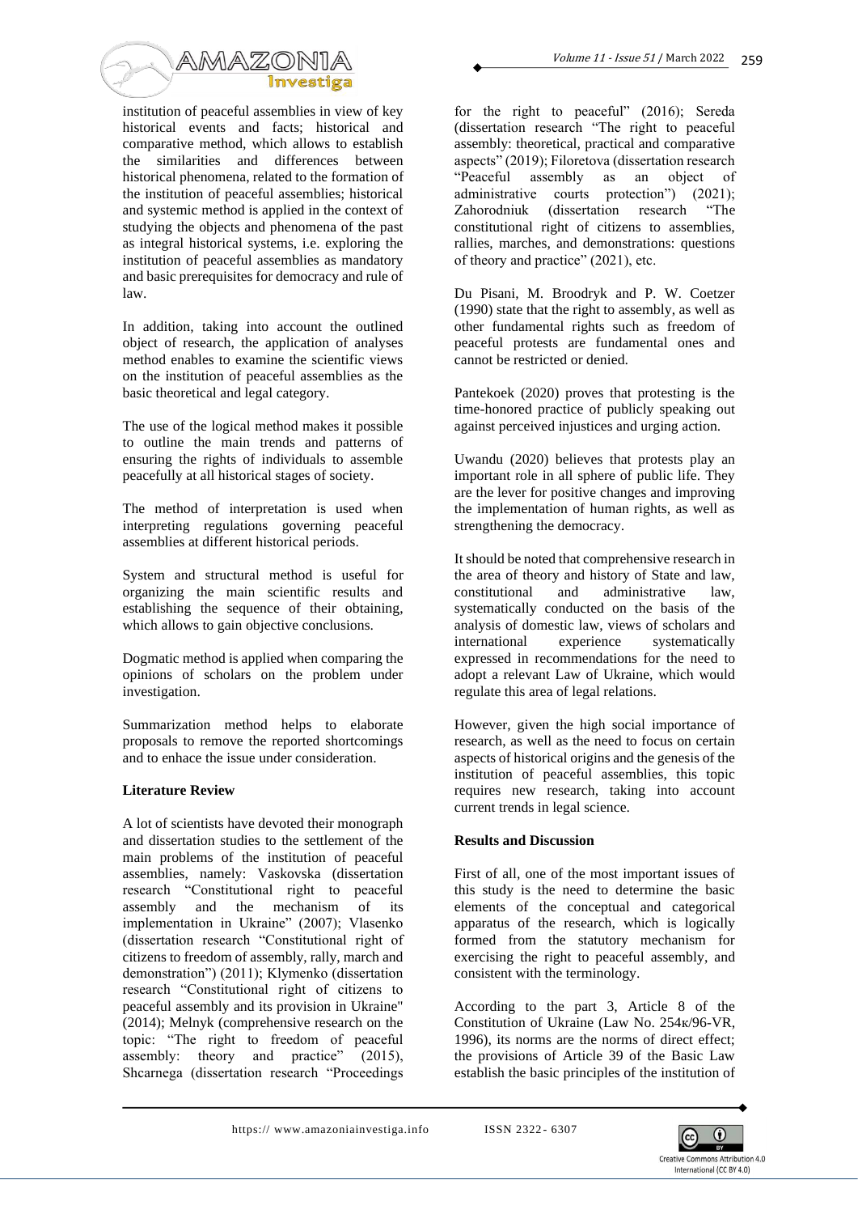institution of peaceful assemblies in view of key historical events and facts; historical and comparative method, which allows to establish the similarities and differences between historical phenomena, related to the formation of the institution of peaceful assemblies; historical and systemic method is applied in the context of studying the objects and phenomena of the past as integral historical systems, i.e. exploring the institution of peaceful assemblies as mandatory and basic prerequisites for democracy and rule of law.

In addition, taking into account the outlined object of research, the application of analyses method enables to examine the scientific views on the institution of peaceful assemblies as the basic theoretical and legal category.

The use of the logical method makes it possible to outline the main trends and patterns of ensuring the rights of individuals to assemble peacefully at all historical stages of society.

The method of interpretation is used when interpreting regulations governing peaceful assemblies at different historical periods.

System and structural method is useful for organizing the main scientific results and establishing the sequence of their obtaining, which allows to gain objective conclusions.

Dogmatic method is applied when comparing the opinions of scholars on the problem under investigation.

Summarization method helps to elaborate proposals to remove the reported shortcomings and to enhace the issue under consideration.

**Literature Review**

A lot of scientists have devoted their monograph and dissertation studies to the settlement of the main problems of the institution of peaceful assemblies, namely: Vaskovska (dissertation research "Constitutional right to peaceful assembly and the mechanism of its implementation in Ukraine" (2007); Vlasenko (dissertation research "Constitutional right of citizens to freedom of assembly, rally, march and demonstration") (2011); Klymenko (dissertation research "Constitutional right of citizens to peaceful assembly and its provision in Ukraine" (2014); Melnyk (comprehensive research on the topic: "The right to freedom of peaceful assembly: theory and practice" (2015), Shcarnega (dissertation research "Proceedings for the right to peaceful" (2016); Sereda (dissertation research "The right to peaceful assembly: theoretical, practical and comparative aspects" (2019); Filoretova (dissertation research "Peaceful assembly as an object of administrative courts protection") (2021); Zahorodniuk (dissertation research "The constitutional right of citizens to assemblies, rallies, marches, and demonstrations: questions of theory and practice" (2021), etc.

Du Pisani, M. Broodryk and P. W. Coetzer (1990) state that the right to assembly, as well as other fundamental rights such as freedom of peaceful protests are fundamental ones and cannot be restricted or denied.

Pantekoek (2020) proves that protesting is the time-honored practice of publicly speaking out against perceived injustices and urging action.

Uwandu (2020) believes that protests play an important role in all sphere of public life. They are the lever for positive changes and improving the implementation of human rights, as well as strengthening the democracy.

It should be noted that comprehensive research in the area of theory and history of State and law, constitutional and administrative law, systematically conducted on the basis of the analysis of domestic law, views of scholars and international experience systematically expressed in recommendations for the need to adopt a relevant Law of Ukraine, which would regulate this area of legal relations.

However, given the high social importance of research, as well as the need to focus on certain aspects of historical origins and the genesis of the institution of peaceful assemblies, this topic requires new research, taking into account current trends in legal science.

**Results and Discussion**

First of all, one of the most important issues of this study is the need to determine the basic elements of the conceptual and categorical apparatus of the research, which is logically formed from the statutory mechanism for exercising the right to peaceful assembly, and consistent with the terminology.

According to the part 3, Article 8 of the Constitution of Ukraine (Law No. 254к/96-VR, 1996), its norms are the norms of direct effect; the provisions of Article 39 of the Basic Law establish the basic principles of the institution of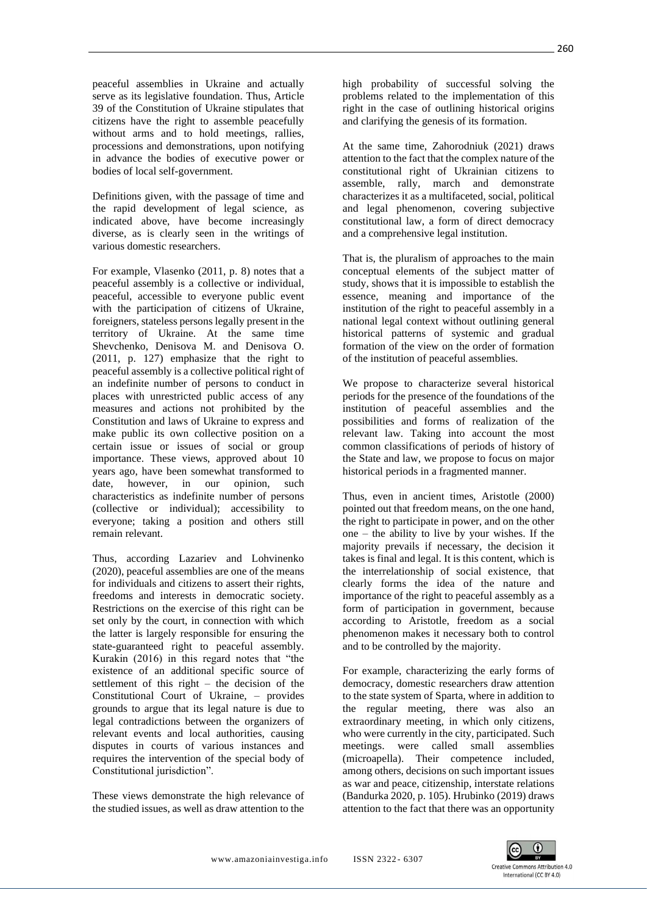peaceful assemblies in Ukraine and actually serve as its legislative foundation. Thus, Article 39 of the Constitution of Ukraine stipulates that citizens have the right to assemble peacefully without arms and to hold meetings, rallies, processions and demonstrations, upon notifying in advance the bodies of executive power or bodies of local self-government.

Definitions given, with the passage of time and the rapid development of legal science, as indicated above, have become increasingly diverse, as is clearly seen in the writings of various domestic researchers.

For example, Vlasenko (2011, p. 8) notes that a peaceful assembly is a collective or individual, peaceful, accessible to everyone public event with the participation of citizens of Ukraine, foreigners, stateless persons legally present in the territory of Ukraine. At the same time Shevchenko, Denisova M. and Denisova O. (2011, p. 127) emphasize that the right to peaceful assembly is a collective political right of an indefinite number of persons to conduct in places with unrestricted public access of any measures and actions not prohibited by the Constitution and laws of Ukraine to express and make public its own collective position on a certain issue or issues of social or group importance. These views, approved about 10 years ago, have been somewhat transformed to date, however, in our opinion, such characteristics as indefinite number of persons (collective or individual); accessibility to everyone; taking a position and others still remain relevant.

Thus, according Lazariev and Lohvinenko (2020), peaceful assemblies are one of the means for individuals and citizens to assert their rights, freedoms and interests in democratic society. Restrictions on the exercise of this right can be set only by the court, in connection with which the latter is largely responsible for ensuring the state-guaranteed right to peaceful assembly. Kurakin (2016) in this regard notes that "the existence of an additional specific source of settlement of this right – the decision of the Constitutional Court of Ukraine, – provides grounds to argue that its legal nature is due to legal contradictions between the organizers of relevant events and local authorities, causing disputes in courts of various instances and requires the intervention of the special body of Constitutional jurisdiction".

These views demonstrate the high relevance of the studied issues, as well as draw attention to the high probability of successful solving the problems related to the implementation of this right in the case of outlining historical origins and clarifying the genesis of its formation.

At the same time, Zahorodniuk (2021) draws attention to the fact that the complex nature of the constitutional right of Ukrainian citizens to assemble, rally, march and demonstrate characterizes it as a multifaceted, social, political and legal phenomenon, covering subjective constitutional law, a form of direct democracy and a comprehensive legal institution.

That is, the pluralism of approaches to the main conceptual elements of the subject matter of study, shows that it is impossible to establish the essence, meaning and importance of the institution of the right to peaceful assembly in a national legal context without outlining general historical patterns of systemic and gradual formation of the view on the order of formation of the institution of peaceful assemblies.

We propose to characterize several historical periods for the presence of the foundations of the institution of peaceful assemblies and the possibilities and forms of realization of the relevant law. Taking into account the most common classifications of periods of history of the State and law, we propose to focus on major historical periods in a fragmented manner.

Thus, even in ancient times, Aristotle (2000) pointed out that freedom means, on the one hand, the right to participate in power, and on the other one – the ability to live by your wishes. If the majority prevails if necessary, the decision it takes is final and legal. It is this content, which is the interrelationship of social existence, that clearly forms the idea of the nature and importance of the right to peaceful assembly as a form of participation in government, because according to Aristotle, freedom as a social phenomenon makes it necessary both to control and to be controlled by the majority.

For example, characterizing the early forms of democracy, domestic researchers draw attention to the state system of Sparta, where in addition to the regular meeting, there was also an extraordinary meeting, in which only citizens, who were currently in the city, participated. Such meetings. were called small assemblies (microapella). Their competence included, among others, decisions on such important issues as war and peace, citizenship, interstate relations (Bandurka 2020, p. 105). Hrubinko (2019) draws attention to the fact that there was an opportunity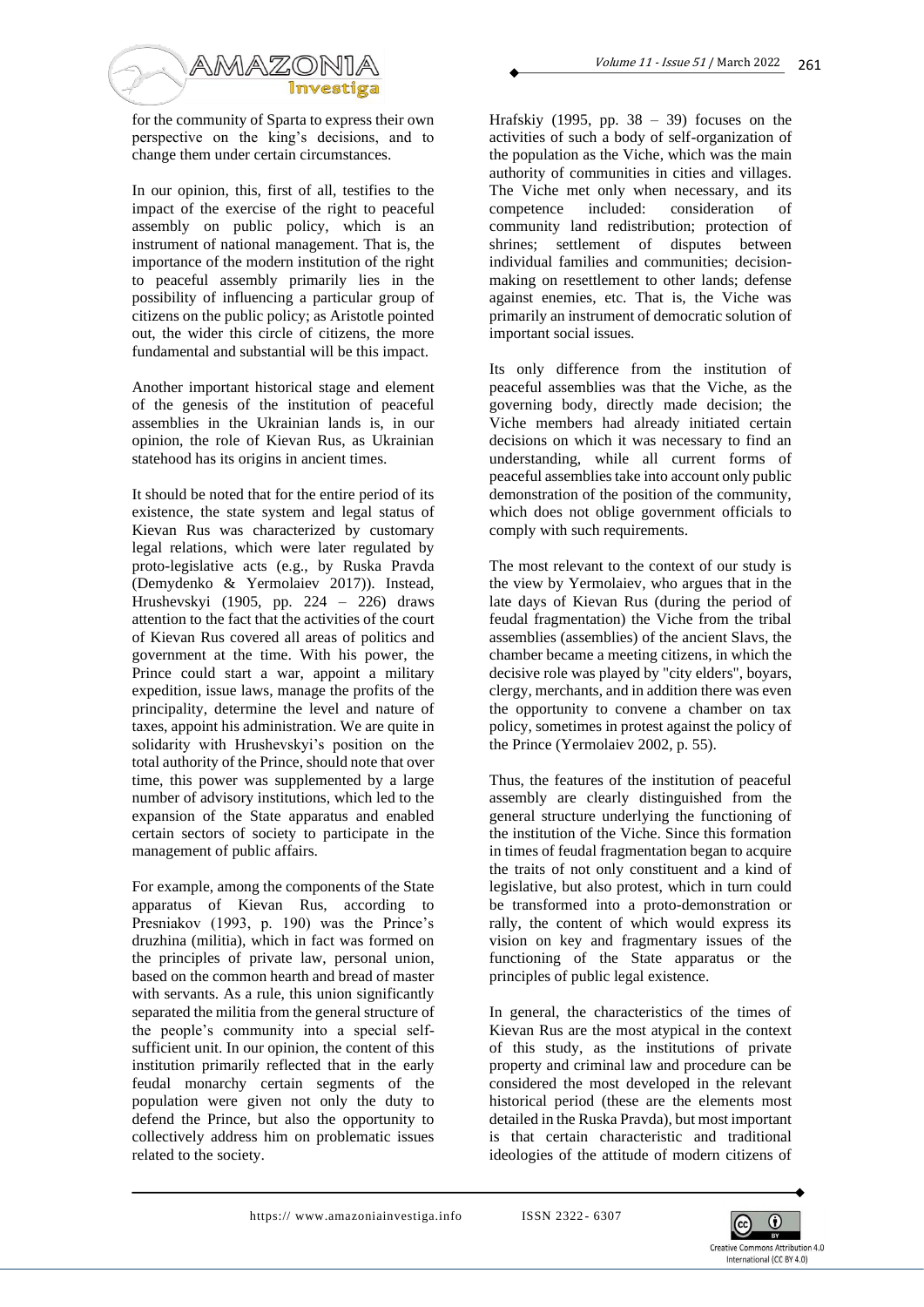for the community of Sparta to express their own perspective on the king's decisions, and to change them under certain circumstances.

In our opinion, this, first of all, testifies to the impact of the exercise of the right to peaceful assembly on public policy, which is an instrument of national management. That is, the importance of the modern institution of the right to peaceful assembly primarily lies in the possibility of influencing a particular group of citizens on the public policy; as Aristotle pointed out, the wider this circle of citizens, the more fundamental and substantial will be this impact.

Another important historical stage and element of the genesis of the institution of peaceful assemblies in the Ukrainian lands is, in our opinion, the role of Kievan Rus, as Ukrainian statehood has its origins in ancient times.

It should be noted that for the entire period of its existence, the state system and legal status of Kievan Rus was characterized by customary legal relations, which were later regulated by proto-legislative acts (e.g., by Ruska Pravda (Demydenko & Yermolaiev 2017)). Instead, Hrushevskyi (1905, pp. 224 – 226) draws attention to the fact that the activities of the court of Kievan Rus covered all areas of politics and government at the time. With his power, the Prince could start a war, appoint a military expedition, issue laws, manage the profits of the principality, determine the level and nature of taxes, appoint his administration. We are quite in solidarity with Hrushevskyi's position on the total authority of the Prince, should note that over time, this power was supplemented by a large number of advisory institutions, which led to the expansion of the State apparatus and enabled certain sectors of society to participate in the management of public affairs.

For example, among the components of the State apparatus of Kievan Rus, according to Presniakov (1993, p. 190) was the Prince's druzhina (militia), which in fact was formed on the principles of private law, personal union, based on the common hearth and bread of master with servants. As a rule, this union significantly separated the militia from the general structure of the people's community into a special self-sufficient unit. In our opinion, the content of this institution primarily reflected that in the early feudal monarchy certain segments of the population were given not only the duty to defend the Prince, but also the opportunity to collectively address him on problematic issues related to the society.

Hrafskiy (1995, pp. 38 – 39) focuses on the activities of such a body of self-organization of the population as the Viche, which was the main authority of communities in cities and villages. The Viche met only when necessary, and its competence included: consideration of community land redistribution; protection of shrines; settlement of disputes between individual families and communities; decision-making on resettlement to other lands; defense against enemies, etc. That is, the Viche was primarily an instrument of democratic solution of important social issues.

Its only difference from the institution of peaceful assemblies was that the Viche, as the governing body, directly made decision; the Viche members had already initiated certain decisions on which it was necessary to find an understanding, while all current forms of peaceful assemblies take into account only public demonstration of the position of the community, which does not oblige government officials to comply with such requirements.

The most relevant to the context of our study is the view by Yermolaiev, who argues that in the late days of Kievan Rus (during the period of feudal fragmentation) the Viche from the tribal assemblies (assemblies) of the ancient Slavs, the chamber became a meeting citizens, in which the decisive role was played by "city elders", boyars, clergy, merchants, and in addition there was even the opportunity to convene a chamber on tax policy, sometimes in protest against the policy of the Prince (Yermolaiev 2002, p. 55).

Thus, the features of the institution of peaceful assembly are clearly distinguished from the general structure underlying the functioning of the institution of the Viche. Since this formation in times of feudal fragmentation began to acquire the traits of not only constituent and a kind of legislative, but also protest, which in turn could be transformed into a proto-demonstration or rally, the content of which would express its vision on key and fragmentary issues of the functioning of the State apparatus or the principles of public legal existence.

In general, the characteristics of the times of Kievan Rus are the most atypical in the context of this study, as the institutions of private property and criminal law and procedure can be considered the most developed in the relevant historical period (these are the elements most detailed in the Ruska Pravda), but most important is that certain characteristic and traditional ideologies of the attitude of modern citizens of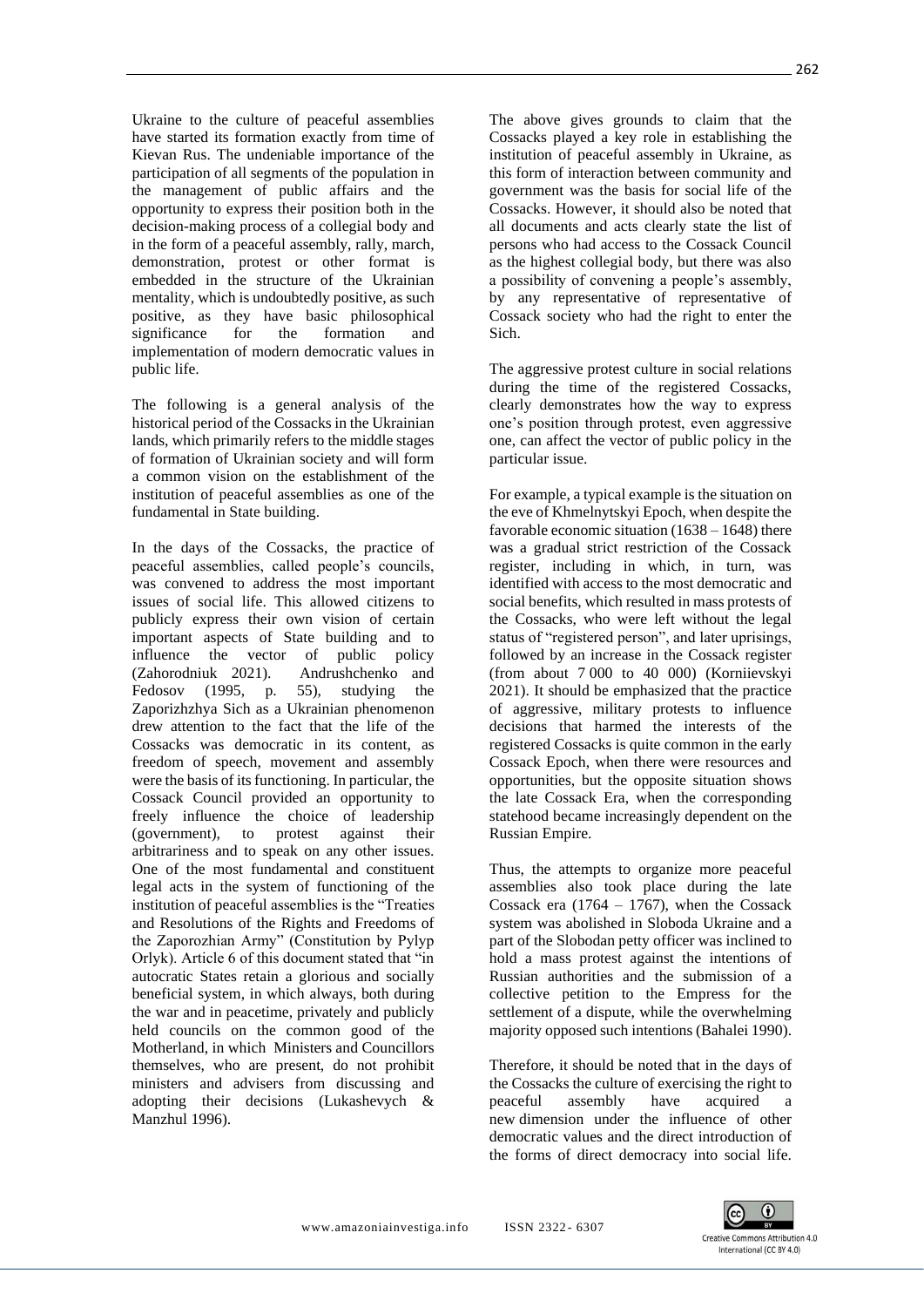Ukraine to the culture of peaceful assemblies have started its formation exactly from time of Kievan Rus. The undeniable importance of the participation of all segments of the population in the management of public affairs and the opportunity to express their position both in the decision-making process of a collegial body and in the form of a peaceful assembly, rally, march, demonstration, protest or other format is embedded in the structure of the Ukrainian mentality, which is undoubtedly positive, as such positive, as they have basic philosophical significance for the formation and implementation of modern democratic values in public life.

The following is a general analysis of the historical period of the Cossacks in the Ukrainian lands, which primarily refers to the middle stages of formation of Ukrainian society and will form a common vision on the establishment of the institution of peaceful assemblies as one of the fundamental in State building.

In the days of the Cossacks, the practice of peaceful assemblies, called people's councils, was convened to address the most important issues of social life. This allowed citizens to publicly express their own vision of certain important aspects of State building and to influence the vector of public policy (Zahorodniuk 2021). Andrushchenko and Fedosov (1995, p. 55), studying the Zaporizhzhya Sich as a Ukrainian phenomenon drew attention to the fact that the life of the Cossacks was democratic in its content, as freedom of speech, movement and assembly were the basis of its functioning. In particular, the Cossack Council provided an opportunity to freely influence the choice of leadership (government), to protest against their arbitrariness and to speak on any other issues. One of the most fundamental and constituent legal acts in the system of functioning of the institution of peaceful assemblies is the "Treaties and Resolutions of the Rights and Freedoms of the Zaporozhian Army" (Constitution by Pylyp Orlyk). Article 6 of this document stated that "in autocratic States retain a glorious and socially beneficial system, in which always, both during the war and in peacetime, privately and publicly held councils on the common good of the Motherland, in which Ministers and Councillors themselves, who are present, do not prohibit ministers and advisers from discussing and adopting their decisions (Lukashevych & Manzhul 1996).

The above gives grounds to claim that the Cossacks played a key role in establishing the institution of peaceful assembly in Ukraine, as this form of interaction between community and government was the basis for social life of the Cossacks. However, it should also be noted that all documents and acts clearly state the list of persons who had access to the Cossack Council as the highest collegial body, but there was also a possibility of convening a people's assembly, by any representative of representative of Cossack society who had the right to enter the Sich.

The aggressive protest culture in social relations during the time of the registered Cossacks, clearly demonstrates how the way to express one's position through protest, even aggressive one, can affect the vector of public policy in the particular issue.

For example, a typical example is the situation on the eve of Khmelnytskyi Epoch, when despite the favorable economic situation (1638 – 1648) there was a gradual strict restriction of the Cossack register, including in which, in turn, was identified with access to the most democratic and social benefits, which resulted in mass protests of the Cossacks, who were left without the legal status of "registered person", and later uprisings, followed by an increase in the Cossack register (from about 7 000 to 40 000) (Korniievskyi 2021). It should be emphasized that the practice of aggressive, military protests to influence decisions that harmed the interests of the registered Cossacks is quite common in the early Cossack Epoch, when there were resources and opportunities, but the opposite situation shows the late Cossack Era, when the corresponding statehood became increasingly dependent on the Russian Empire.

Thus, the attempts to organize more peaceful assemblies also took place during the late Cossack era (1764 – 1767), when the Cossack system was abolished in Sloboda Ukraine and a part of the Slobodan petty officer was inclined to hold a mass protest against the intentions of Russian authorities and the submission of a collective petition to the Empress for the settlement of a dispute, while the overwhelming majority opposed such intentions (Bahalei 1990).

Therefore, it should be noted that in the days of the Cossacks the culture of exercising the right to peaceful assembly have acquired a new dimension under the influence of other democratic values and the direct introduction of the forms of direct democracy into social life.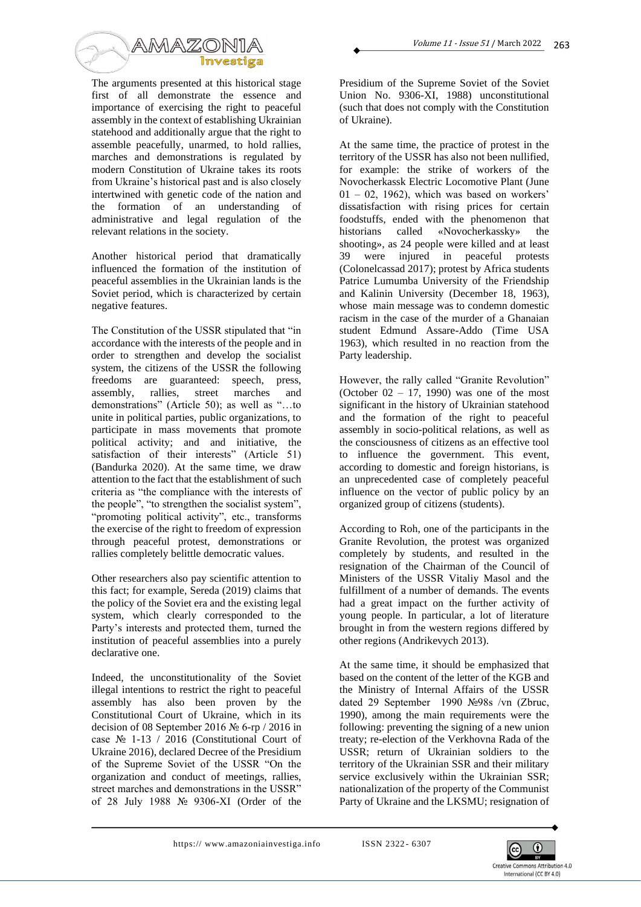The arguments presented at this historical stage first of all demonstrate the essence and importance of exercising the right to peaceful assembly in the context of establishing Ukrainian statehood and additionally argue that the right to assemble peacefully, unarmed, to hold rallies, marches and demonstrations is regulated by modern Constitution of Ukraine takes its roots from Ukraine's historical past and is also closely intertwined with genetic code of the nation and the formation of an understanding of administrative and legal regulation of the relevant relations in the society.

Another historical period that dramatically influenced the formation of the institution of peaceful assemblies in the Ukrainian lands is the Soviet period, which is characterized by certain negative features.

The Constitution of the USSR stipulated that "in accordance with the interests of the people and in order to strengthen and develop the socialist system, the citizens of the USSR the following freedoms are guaranteed: speech, press, assembly, rallies, street marches and demonstrations" (Article 50); as well as "…to unite in political parties, public organizations, to participate in mass movements that promote political activity; and and initiative, the satisfaction of their interests" (Article 51) (Bandurka 2020). At the same time, we draw attention to the fact that the establishment of such criteria as "the compliance with the interests of the people", "to strengthen the socialist system", "promoting political activity", etc., transforms the exercise of the right to freedom of expression through peaceful protest, demonstrations or rallies completely belittle democratic values.

Other researchers also pay scientific attention to this fact; for example, Sereda (2019) claims that the policy of the Soviet era and the existing legal system, which clearly corresponded to the Party's interests and protected them, turned the institution of peaceful assemblies into a purely declarative one.

Indeed, the unconstitutionality of the Soviet illegal intentions to restrict the right to peaceful assembly has also been proven by the Constitutional Court of Ukraine, which in its decision of 08 September 2016 № 6-rp / 2016 in case № 1-13 / 2016 (Constitutional Court of Ukraine 2016), declared Decree of the Presidium of the Supreme Soviet of the USSR "On the organization and conduct of meetings, rallies, street marches and demonstrations in the USSR" of 28 July 1988 № 9306-XI (Order of the Presidium of the Supreme Soviet of the Soviet Union No. 9306-XI, 1988) unconstitutional (such that does not comply with the Constitution of Ukraine).

At the same time, the practice of protest in the territory of the USSR has also not been nullified, for example: the strike of workers of the Novocherkassk Electric Locomotive Plant (June 01 – 02, 1962), which was based on workers' dissatisfaction with rising prices for certain foodstuffs, ended with the phenomenon that historians called «Novocherkassky» the shooting», as 24 people were killed and at least 39 were injured in peaceful protests (Colonelcassad 2017); protest by Africa students Patrice Lumumba University of the Friendship and Kalinin University (December 18, 1963), whose main message was to condemn domestic racism in the case of the murder of a Ghanaian student Edmund Assare-Addo (Time USA 1963), which resulted in no reaction from the Party leadership.

However, the rally called "Granite Revolution" (October 02 – 17, 1990) was one of the most significant in the history of Ukrainian statehood and the formation of the right to peaceful assembly in socio-political relations, as well as the consciousness of citizens as an effective tool to influence the government. This event, according to domestic and foreign historians, is an unprecedented case of completely peaceful influence on the vector of public policy by an organized group of citizens (students).

According to Roh, one of the participants in the Granite Revolution, the protest was organized completely by students, and resulted in the resignation of the Chairman of the Council of Ministers of the USSR Vitaliy Masol and the fulfillment of a number of demands. The events had a great impact on the further activity of young people. In particular, a lot of literature brought in from the western regions differed by other regions (Andrikevych 2013).

At the same time, it should be emphasized that based on the content of the letter of the KGB and the Ministry of Internal Affairs of the USSR dated 29 September 1990 №98s /vn (Zbruc, 1990), among the main requirements were the following: preventing the signing of a new union treaty; re-election of the Verkhovna Rada of the USSR; return of Ukrainian soldiers to the territory of the Ukrainian SSR and their military service exclusively within the Ukrainian SSR; nationalization of the property of the Communist Party of Ukraine and the LKSMU; resignation of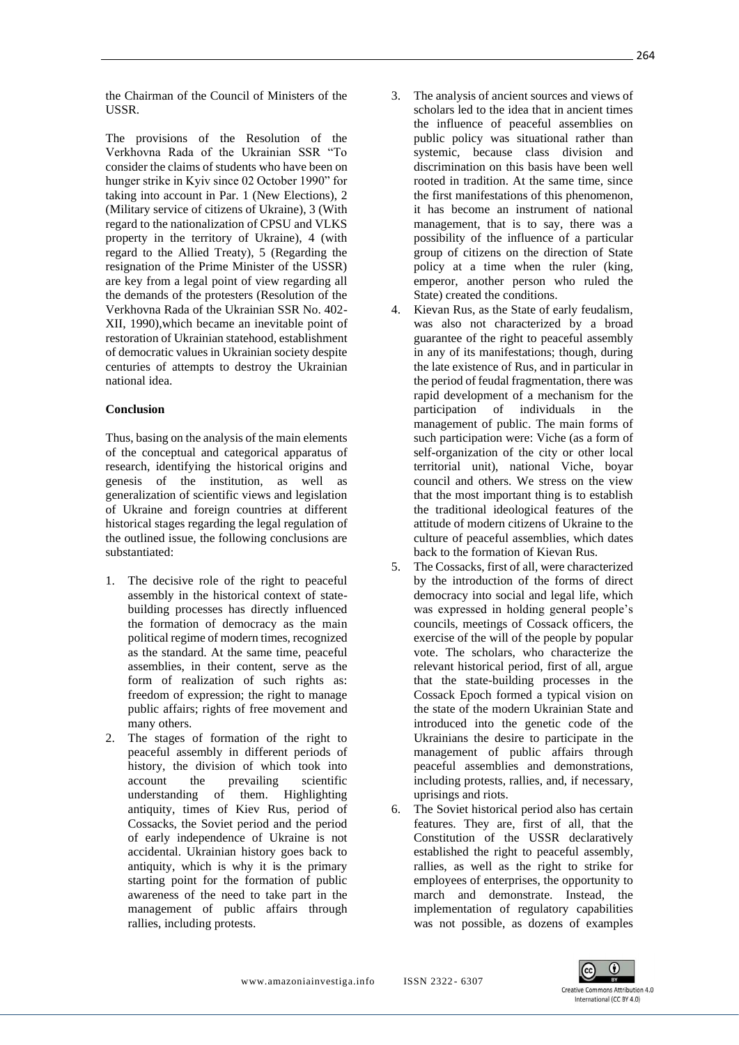the Chairman of the Council of Ministers of the USSR.

The provisions of the Resolution of the Verkhovna Rada of the Ukrainian SSR "To consider the claims of students who have been on hunger strike in Kyiv since 02 October 1990" for taking into account in Par. 1 (New Elections), 2 (Military service of citizens of Ukraine), 3 (With regard to the nationalization of CPSU and VLKS property in the territory of Ukraine), 4 (with regard to the Allied Treaty), 5 (Regarding the resignation of the Prime Minister of the USSR) are key from a legal point of view regarding all the demands of the protesters (Resolution of the Verkhovna Rada of the Ukrainian SSR No. 402-XII, 1990),which became an inevitable point of restoration of Ukrainian statehood, establishment of democratic values in Ukrainian society despite centuries of attempts to destroy the Ukrainian national idea.

## Conclusion

Thus, basing on the analysis of the main elements of the conceptual and categorical apparatus of research, identifying the historical origins and genesis of the institution, as well as generalization of scientific views and legislation of Ukraine and foreign countries at different historical stages regarding the legal regulation of the outlined issue, the following conclusions are substantiated:

1. The decisive role of the right to peaceful assembly in the historical context of state-building processes has directly influenced the formation of democracy as the main political regime of modern times, recognized as the standard. At the same time, peaceful assemblies, in their content, serve as the form of realization of such rights as: freedom of expression; the right to manage public affairs; rights of free movement and many others.
2. The stages of formation of the right to peaceful assembly in different periods of history, the division of which took into account the prevailing scientific understanding of them. Highlighting antiquity, times of Kiev Rus, period of Cossacks, the Soviet period and the period of early independence of Ukraine is not accidental. Ukrainian history goes back to antiquity, which is why it is the primary starting point for the formation of public awareness of the need to take part in the management of public affairs through rallies, including protests.
3. The analysis of ancient sources and views of scholars led to the idea that in ancient times the influence of peaceful assemblies on public policy was situational rather than systemic, because class division and discrimination on this basis have been well rooted in tradition. At the same time, since the first manifestations of this phenomenon, it has become an instrument of national management, that is to say, there was a possibility of the influence of a particular group of citizens on the direction of State policy at a time when the ruler (king, emperor, another person who ruled the State) created the conditions.
4. Kievan Rus, as the State of early feudalism, was also not characterized by a broad guarantee of the right to peaceful assembly in any of its manifestations; though, during the late existence of Rus, and in particular in the period of feudal fragmentation, there was rapid development of a mechanism for the participation of individuals in the management of public. The main forms of such participation were: Viche (as a form of self-organization of the city or other local territorial unit), national Viche, boyar council and others. We stress on the view that the most important thing is to establish the traditional ideological features of the attitude of modern citizens of Ukraine to the culture of peaceful assemblies, which dates back to the formation of Kievan Rus.
5. The Cossacks, first of all, were characterized by the introduction of the forms of direct democracy into social and legal life, which was expressed in holding general people's councils, meetings of Cossack officers, the exercise of the will of the people by popular vote. The scholars, who characterize the relevant historical period, first of all, argue that the state-building processes in the Cossack Epoch formed a typical vision on the state of the modern Ukrainian State and introduced into the genetic code of the Ukrainians the desire to participate in the management of public affairs through peaceful assemblies and demonstrations, including protests, rallies, and, if necessary, uprisings and riots.
6. The Soviet historical period also has certain features. They are, first of all, that the Constitution of the USSR declaratively established the right to peaceful assembly, rallies, as well as the right to strike for employees of enterprises, the opportunity to march and demonstrate. Instead, the implementation of regulatory capabilities was not possible, as dozens of examples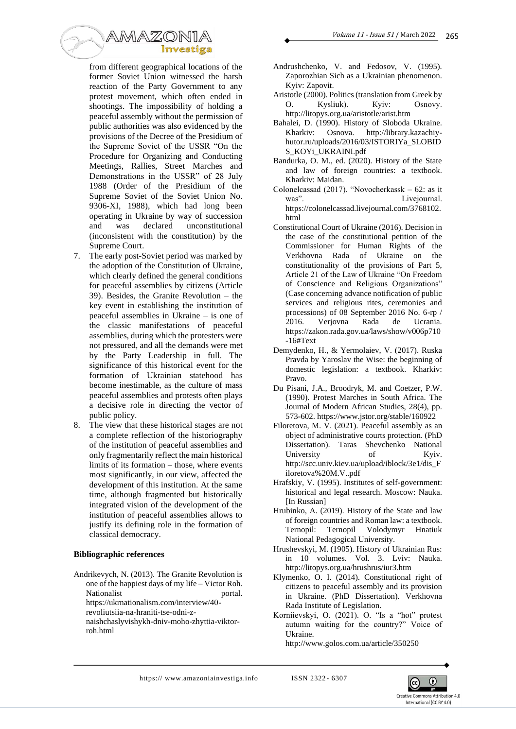from different geographical locations of the former Soviet Union witnessed the harsh reaction of the Party Government to any protest movement, which often ended in shootings. The impossibility of holding a peaceful assembly without the permission of public authorities was also evidenced by the provisions of the Decree of the Presidium of the Supreme Soviet of the USSR "On the Procedure for Organizing and Conducting Meetings, Rallies, Street Marches and Demonstrations in the USSR" of 28 July 1988 (Order of the Presidium of the Supreme Soviet of the Soviet Union No. 9306-XI, 1988), which had long been operating in Ukraine by way of succession and was declared unconstitutional (inconsistent with the constitution) by the Supreme Court.

7. The early post-Soviet period was marked by the adoption of the Constitution of Ukraine, which clearly defined the general conditions for peaceful assemblies by citizens (Article 39). Besides, the Granite Revolution – the key event in establishing the institution of peaceful assemblies in Ukraine – is one of the classic manifestations of peaceful assemblies, during which the protesters were not pressured, and all the demands were met by the Party Leadership in full. The significance of this historical event for the formation of Ukrainian statehood has become inestimable, as the culture of mass peaceful assemblies and protests often plays a decisive role in directing the vector of public policy.
8. The view that these historical stages are not a complete reflection of the historiography of the institution of peaceful assemblies and only fragmentarily reflect the main historical limits of its formation – those, where events most significantly, in our view, affected the development of this institution. At the same time, although fragmented but historically integrated vision of the development of the institution of peaceful assemblies allows to justify its defining role in the formation of classical democracy.

**Bibliographic references**

Andrikevych, N. (2013). The Granite Revolution is one of the happiest days of my life – Victor Roh. Nationalist portal. https://ukrnationalism.com/interview/40-revoliutsiia-na-hraniti-tse-odni-z-naishchaslyvishykh-dniv-moho-zhyttia-viktor-roh.html

Andrushchenko, V. and Fedosov, V. (1995). Zaporozhian Sich as a Ukrainian phenomenon. Kyiv: Zapovit.

Aristotle (2000). Politics (translation from Greek by O. Kysliuk). Kyiv: Osnovy. http://litopys.org.ua/aristotle/arist.htm

Bahalei, D. (1990). History of Sloboda Ukraine. Kharkiv: Osnova. http://library.kazachiy-hutor.ru/uploads/2016/03/ISTORIYa_SLOBIDS_KOYi_UKRAINI.pdf

Bandurka, O. M., ed. (2020). History of the State and law of foreign countries: a textbook. Kharkiv: Maidan.

Colonelcassad (2017). "Novocherkassk – 62: as it was". Livejournal. https://colonelcassad.livejournal.com/3768102.html

Constitutional Court of Ukraine (2016). Decision in the case of the constitutional petition of the Commissioner for Human Rights of the Verkhovna Rada of Ukraine on the constitutionality of the provisions of Part 5, Article 21 of the Law of Ukraine "On Freedom of Conscience and Religious Organizations" (Case concerning advance notification of public services and religious rites, ceremonies and processions) of 08 September 2016 No. 6-rp / 2016. Verjovna Rada de Ucrania. https://zakon.rada.gov.ua/laws/show/v006p710-16#Text

Demydenko, H., & Yermolaiev, V. (2017). Ruska Pravda by Yaroslav the Wise: the beginning of domestic legislation: a textbook. Kharkiv: Pravo.

Du Pisani, J.A., Broodryk, M. and Coetzer, P.W. (1990). Protest Marches in South Africa. The Journal of Modern African Studies, 28(4), pp. 573-602. https://www.jstor.org/stable/160922

Filoretova, M. V. (2021). Peaceful assembly as an object of administrative courts protection. (PhD Dissertation). Taras Shevchenko National University of Kyiv. http://scc.univ.kiev.ua/upload/iblock/3e1/dis_Filoretova%20M.V..pdf

Hrafskiy, V. (1995). Institutes of self-government: historical and legal research. Moscow: Nauka. [In Russian]

Hrubinko, A. (2019). History of the State and law of foreign countries and Roman law: a textbook. Ternopil: Ternopil Volodymyr Hnatiuk National Pedagogical University.

Hrushevskyi, M. (1905). History of Ukrainian Rus: in 10 volumes. Vol. 3. Lviv: Nauka. http://litopys.org.ua/hrushrus/iur3.htm

Klymenko, O. I. (2014). Constitutional right of citizens to peaceful assembly and its provision in Ukraine. (PhD Dissertation). Verkhovna Rada Institute of Legislation.

Korniievskyi, O. (2021). O. "Is a "hot" protest autumn waiting for the country?" Voice of Ukraine. http://www.golos.com.ua/article/350250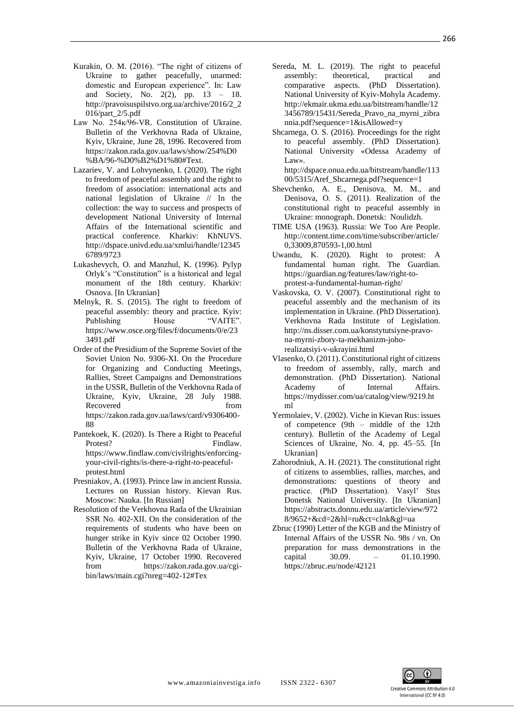Kurakin, O. M. (2016). "The right of citizens of Ukraine to gather peacefully, unarmed: domestic and European experience". In: Law and Society, No. 2(2), pp. 13 – 18. http://pravoisuspilstvo.org.ua/archive/2016/2_2016/part_2/5.pdf

Law No. 254к/96-VR. Constitution of Ukraine. Bulletin of the Verkhovna Rada of Ukraine, Kyiv, Ukraine, June 28, 1996. Recovered from https://zakon.rada.gov.ua/laws/show/254%D0%BA/96-%D0%B2%D1%80#Text.

Lazariev, V. and Lohvynenko, I. (2020). The right to freedom of peaceful assembly and the right to freedom of association: international acts and national legislation of Ukraine // In the collection: the way to success and prospects of development National University of Internal Affairs of the International scientific and practical conference. Kharkiv: KhNUVS. http://dspace.univd.edu.ua/xmlui/handle/123456789/9723

Lukashevych, O. and Manzhul, K. (1996). Pylyp Orlyk's "Constitution" is a historical and legal monument of the 18th century. Kharkiv: Osnova. [In Ukranian]

Melnyk, R. S. (2015). The right to freedom of peaceful assembly: theory and practice. Kyiv: Publishing House "VAITE". https://www.osce.org/files/f/documents/0/e/233491.pdf

Order of the Presidium of the Supreme Soviet of the Soviet Union No. 9306-XI. On the Procedure for Organizing and Conducting Meetings, Rallies, Street Campaigns and Demonstrations in the USSR, Bulletin of the Verkhovna Rada of Ukraine, Kyiv, Ukraine, 28 July 1988. Recovered from https://zakon.rada.gov.ua/laws/card/v9306400-88

Pantekoek, K. (2020). Is There a Right to Peaceful Protest? Findlaw. https://www.findlaw.com/civilrights/enforcing-your-civil-rights/is-there-a-right-to-peaceful-protest.html

Presniakov, A. (1993). Prince law in ancient Russia. Lectures on Russian history. Kievan Rus. Moscow: Nauka. [In Russian]

Resolution of the Verkhovna Rada of the Ukrainian SSR No. 402-XII. On the consideration of the requirements of students who have been on hunger strike in Kyiv since 02 October 1990. Bulletin of the Verkhovna Rada of Ukraine, Kyiv, Ukraine, 17 October 1990. Recovered from https://zakon.rada.gov.ua/cgi-bin/laws/main.cgi?nreg=402-12#Tex

Sereda, M. L. (2019). The right to peaceful assembly: theoretical, practical and comparative aspects. (PhD Dissertation). National University of Kyiv-Mohyla Academy. http://ekmair.ukma.edu.ua/bitstream/handle/123456789/15431/Sereda_Pravo_na_myrni_zibrannia.pdf?sequence=1&isAllowed=y

Shcarnega, O. S. (2016). Proceedings for the right to peaceful assembly. (PhD Dissertation). National University «Odessa Academy of Law». http://dspace.onua.edu.ua/bitstream/handle/11300/5315/Aref_Shcarnega.pdf?sequence=1

Shevchenko, A. E., Denisova, M. M., and Denisova, O. S. (2011). Realization of the constitutional right to peaceful assembly in Ukraine: monograph. Donetsk: Noulidzh.

TIME USA (1963). Russia: We Too Are People. http://content.time.com/time/subscriber/article/0,33009,870593-1,00.html

Uwandu, K. (2020). Right to protest: A fundamental human right. The Guardian. https://guardian.ng/features/law/right-to-protest-a-fundamental-human-right/

Vaskovska, O. V. (2007). Constitutional right to peaceful assembly and the mechanism of its implementation in Ukraine. (PhD Dissertation). Verkhovna Rada Institute of Legislation. http://ns.disser.com.ua/konstytutsiyne-pravo-na-myrni-zbory-ta-mekhanizm-joho-realizatsiyi-v-ukrayini.html

Vlasenko, O. (2011). Constitutional right of citizens to freedom of assembly, rally, march and demonstration. (PhD Dissertation). National Academy of Internal Affairs. https://mydisser.com/ua/catalog/view/9219.html

Yermolaiev, V. (2002). Viche in Kievan Rus: issues of competence (9th – middle of the 12th century). Bulletin of the Academy of Legal Sciences of Ukraine, No. 4, pp. 45–55. [In Ukranian]

Zahorodniuk, A. H. (2021). The constitutional right of citizens to assemblies, rallies, marches, and demonstrations: questions of theory and practice. (PhD Dissertation). Vasyl' Stus Donetsk National University. [In Ukranian] https://abstracts.donnu.edu.ua/article/view/9728/9652+&cd=2&hl=ru&ct=clnk&gl=ua

Zbruc (1990) Letter of the KGB and the Ministry of Internal Affairs of the USSR No. 98s / vn. On preparation for mass demonstrations in the capital 30.09. – 01.10.1990. https://zbruc.eu/node/42121